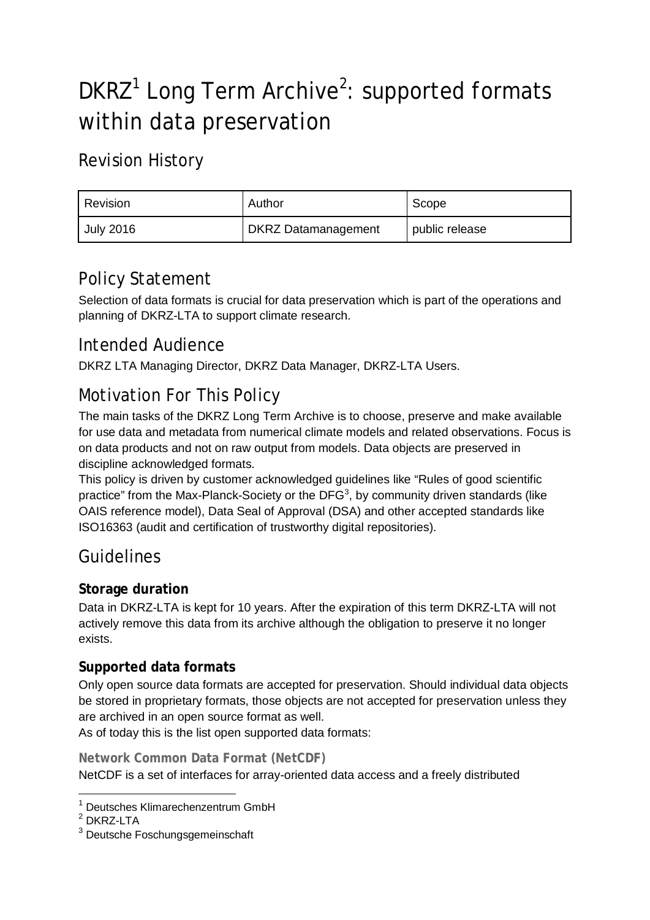# DKRZ[1] Long Term Archive[2]: supported formats within data preservation

## Revision History

| Revision | Author | Scope |
|---|---|---|
| July 2016 | DKRZ Datamanagement | public release |

## Policy Statement

Selection of data formats is crucial for data preservation which is part of the operations and planning of DKRZ-LTA to support climate research.

## Intended Audience

DKRZ LTA Managing Director, DKRZ Data Manager, DKRZ-LTA Users.

## Motivation For This Policy

The main tasks of the DKRZ Long Term Archive is to choose, preserve and make available for use data and metadata from numerical climate models and related observations. Focus is on data products and not on raw output from models. Data objects are preserved in discipline acknowledged formats.

This policy is driven by customer acknowledged guidelines like “Rules of good scientific practice” from the Max-Planck-Society or the DFG[3], by community driven standards (like OAIS reference model), Data Seal of Approval (DSA) and other accepted standards like ISO16363 (audit and certification of trustworthy digital repositories).

## Guidelines

### Storage duration

Data in DKRZ-LTA is kept for 10 years. After the expiration of this term DKRZ-LTA will not actively remove this data from its archive although the obligation to preserve it no longer exists.

### Supported data formats

Only open source data formats are accepted for preservation. Should individual data objects be stored in proprietary formats, those objects are not accepted for preservation unless they are archived in an open source format as well.

As of today this is the list open supported data formats:

#### Network Common Data Format (NetCDF)

NetCDF is a set of interfaces for array-oriented data access and a freely distributed

---

[1] Deutsches Klimarechenzentrum GmbH

[2] DKRZ-LTA

[3] Deutsche Foschungsgemeinschaft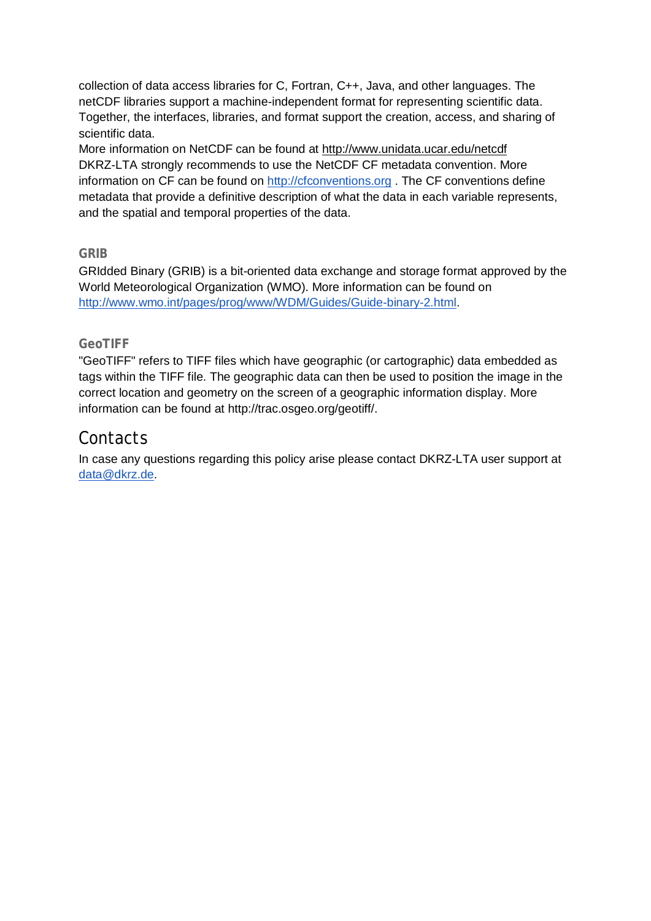collection of data access libraries for C, Fortran, C++, Java, and other languages. The netCDF libraries support a machine-independent format for representing scientific data. Together, the interfaces, libraries, and format support the creation, access, and sharing of scientific data.
More information on NetCDF can be found at http://www.unidata.ucar.edu/netcdf
DKRZ-LTA strongly recommends to use the NetCDF CF metadata convention. More information on CF can be found on http://cfconventions.org . The CF conventions define metadata that provide a definitive description of what the data in each variable represents, and the spatial and temporal properties of the data.

### GRIB

GRIdded Binary (GRIB) is a bit-oriented data exchange and storage format approved by the World Meteorological Organization (WMO). More information can be found on http://www.wmo.int/pages/prog/www/WDM/Guides/Guide-binary-2.html.

### GeoTIFF

"GeoTIFF" refers to TIFF files which have geographic (or cartographic) data embedded as tags within the TIFF file. The geographic data can then be used to position the image in the correct location and geometry on the screen of a geographic information display. More information can be found at http://trac.osgeo.org/geotiff/.

## Contacts

In case any questions regarding this policy arise please contact DKRZ-LTA user support at data@dkrz.de.